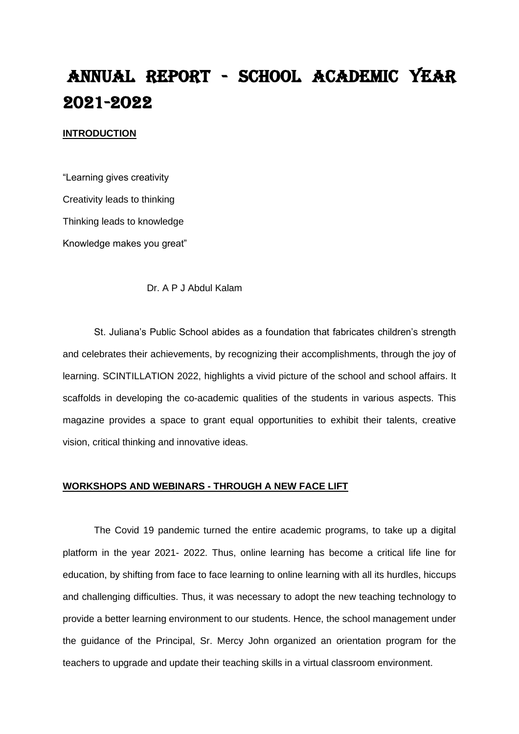# ANNUAL REPORT - SCHOOL ACADEMIC YEAR 2021-2022

**INTRODUCTION**

"Learning gives creativity
Creativity leads to thinking
Thinking leads to knowledge
Knowledge makes you great"

Dr. A P J Abdul Kalam

St. Juliana's Public School abides as a foundation that fabricates children's strength and celebrates their achievements, by recognizing their accomplishments, through the joy of learning. SCINTILLATION 2022, highlights a vivid picture of the school and school affairs. It scaffolds in developing the co-academic qualities of the students in various aspects. This magazine provides a space to grant equal opportunities to exhibit their talents, creative vision, critical thinking and innovative ideas.

**WORKSHOPS AND WEBINARS - THROUGH A NEW FACE LIFT**

The Covid 19 pandemic turned the entire academic programs, to take up a digital platform in the year 2021- 2022. Thus, online learning has become a critical life line for education, by shifting from face to face learning to online learning with all its hurdles, hiccups and challenging difficulties. Thus, it was necessary to adopt the new teaching technology to provide a better learning environment to our students. Hence, the school management under the guidance of the Principal, Sr. Mercy John organized an orientation program for the teachers to upgrade and update their teaching skills in a virtual classroom environment.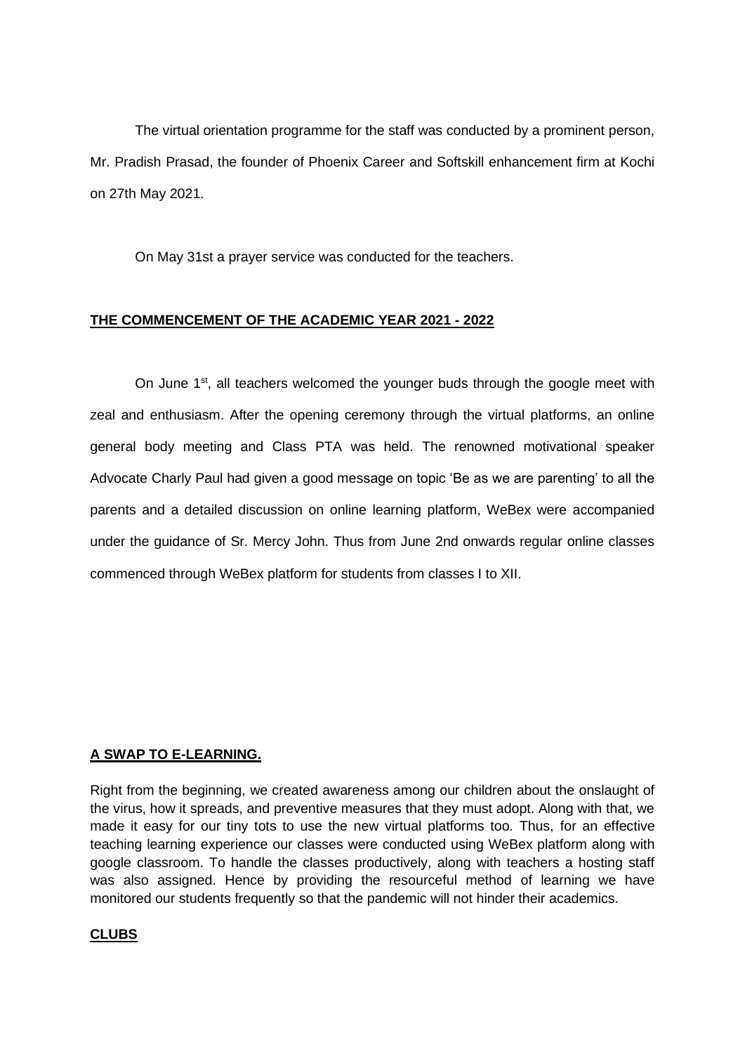The virtual orientation programme for the staff was conducted by a prominent person, Mr. Pradish Prasad, the founder of Phoenix Career and Softskill enhancement firm at Kochi on 27th May 2021.

On May 31st a prayer service was conducted for the teachers.

## THE COMMENCEMENT OF THE ACADEMIC YEAR 2021 - 2022

On June 1st, all teachers welcomed the younger buds through the google meet with zeal and enthusiasm. After the opening ceremony through the virtual platforms, an online general body meeting and Class PTA was held. The renowned motivational speaker Advocate Charly Paul had given a good message on topic 'Be as we are parenting' to all the parents and a detailed discussion on online learning platform, WeBex were accompanied under the guidance of Sr. Mercy John. Thus from June 2nd onwards regular online classes commenced through WeBex platform for students from classes I to XII.

## A SWAP TO E-LEARNING.

Right from the beginning, we created awareness among our children about the onslaught of the virus, how it spreads, and preventive measures that they must adopt. Along with that, we made it easy for our tiny tots to use the new virtual platforms too. Thus, for an effective teaching learning experience our classes were conducted using WeBex platform along with google classroom. To handle the classes productively, along with teachers a hosting staff was also assigned. Hence by providing the resourceful method of learning we have monitored our students frequently so that the pandemic will not hinder their academics.

## CLUBS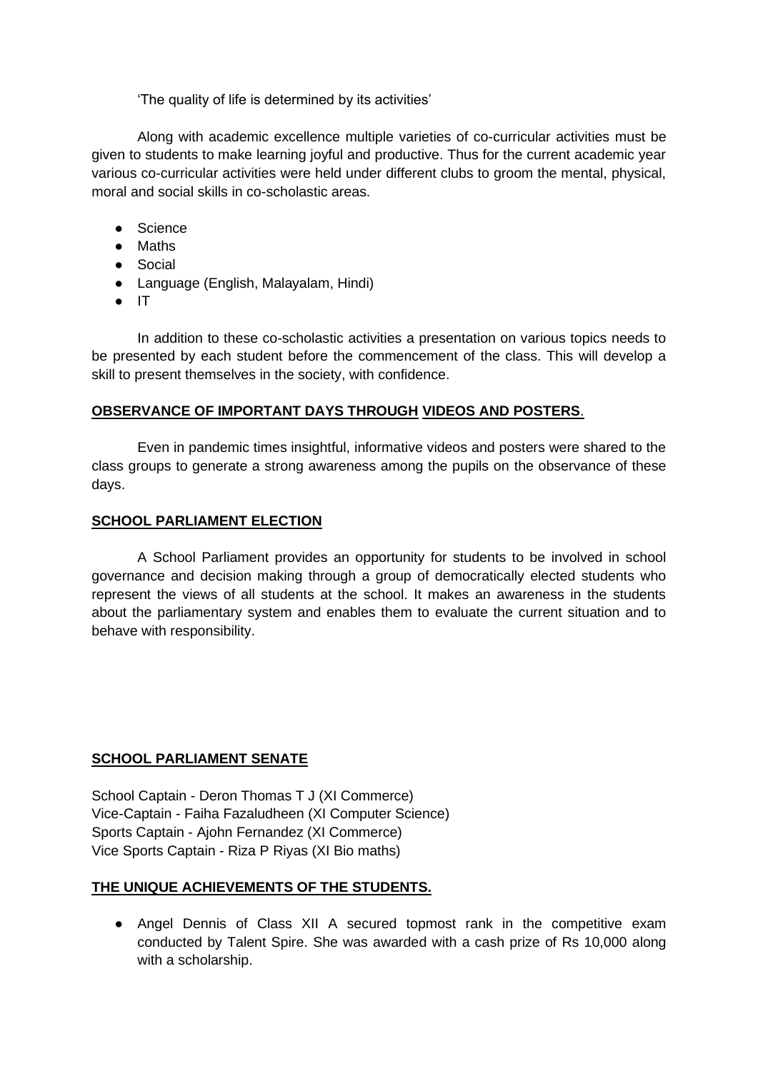'The quality of life is determined by its activities'

Along with academic excellence multiple varieties of co-curricular activities must be given to students to make learning joyful and productive. Thus for the current academic year various co-curricular activities were held under different clubs to groom the mental, physical, moral and social skills in co-scholastic areas.

- Science
- Maths
- Social
- Language (English, Malayalam, Hindi)
- IT

In addition to these co-scholastic activities a presentation on various topics needs to be presented by each student before the commencement of the class. This will develop a skill to present themselves in the society, with confidence.

**OBSERVANCE OF IMPORTANT DAYS THROUGH VIDEOS AND POSTERS**.

Even in pandemic times insightful, informative videos and posters were shared to the class groups to generate a strong awareness among the pupils on the observance of these days.

**SCHOOL PARLIAMENT ELECTION**

A School Parliament provides an opportunity for students to be involved in school governance and decision making through a group of democratically elected students who represent the views of all students at the school. It makes an awareness in the students about the parliamentary system and enables them to evaluate the current situation and to behave with responsibility.

**SCHOOL PARLIAMENT SENATE**

School Captain - Deron Thomas T J (XI Commerce)
Vice-Captain - Faiha Fazaludheen (XI Computer Science)
Sports Captain - Ajohn Fernandez (XI Commerce)
Vice Sports Captain - Riza P Riyas (XI Bio maths)

**THE UNIQUE ACHIEVEMENTS OF THE STUDENTS.**

- Angel Dennis of Class XII A secured topmost rank in the competitive exam conducted by Talent Spire. She was awarded with a cash prize of Rs 10,000 along with a scholarship.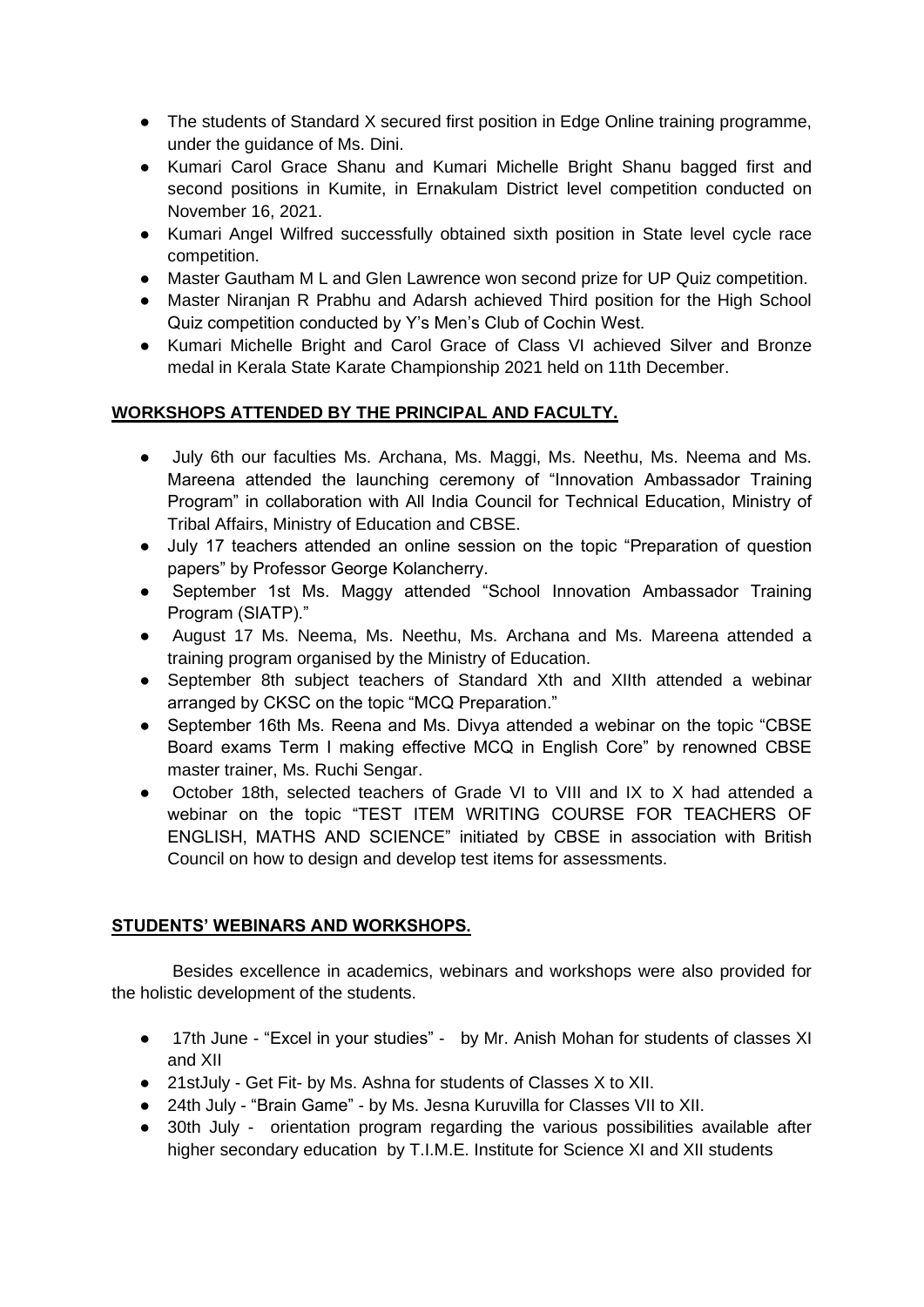- The students of Standard X secured first position in Edge Online training programme, under the guidance of Ms. Dini.
- Kumari Carol Grace Shanu and Kumari Michelle Bright Shanu bagged first and second positions in Kumite, in Ernakulam District level competition conducted on November 16, 2021.
- Kumari Angel Wilfred successfully obtained sixth position in State level cycle race competition.
- Master Gautham M L and Glen Lawrence won second prize for UP Quiz competition.
- Master Niranjan R Prabhu and Adarsh achieved Third position for the High School Quiz competition conducted by Y's Men's Club of Cochin West.
- Kumari Michelle Bright and Carol Grace of Class VI achieved Silver and Bronze medal in Kerala State Karate Championship 2021 held on 11th December.

## WORKSHOPS ATTENDED BY THE PRINCIPAL AND FACULTY.

- July 6th our faculties Ms. Archana, Ms. Maggi, Ms. Neethu, Ms. Neema and Ms. Mareena attended the launching ceremony of "Innovation Ambassador Training Program" in collaboration with All India Council for Technical Education, Ministry of Tribal Affairs, Ministry of Education and CBSE.
- July 17 teachers attended an online session on the topic "Preparation of question papers" by Professor George Kolancherry.
- September 1st Ms. Maggy attended "School Innovation Ambassador Training Program (SIATP)."
- August 17 Ms. Neema, Ms. Neethu, Ms. Archana and Ms. Mareena attended a training program organised by the Ministry of Education.
- September 8th subject teachers of Standard Xth and XIIth attended a webinar arranged by CKSC on the topic "MCQ Preparation."
- September 16th Ms. Reena and Ms. Divya attended a webinar on the topic "CBSE Board exams Term I making effective MCQ in English Core" by renowned CBSE master trainer, Ms. Ruchi Sengar.
- October 18th, selected teachers of Grade VI to VIII and IX to X had attended a webinar on the topic "TEST ITEM WRITING COURSE FOR TEACHERS OF ENGLISH, MATHS AND SCIENCE" initiated by CBSE in association with British Council on how to design and develop test items for assessments.

## STUDENTS' WEBINARS AND WORKSHOPS.

Besides excellence in academics, webinars and workshops were also provided for the holistic development of the students.

- 17th June - "Excel in your studies" - by Mr. Anish Mohan for students of classes XI and XII
- 21stJuly - Get Fit- by Ms. Ashna for students of Classes X to XII.
- 24th July - "Brain Game" - by Ms. Jesna Kuruvilla for Classes VII to XII.
- 30th July - orientation program regarding the various possibilities available after higher secondary education by T.I.M.E. Institute for Science XI and XII students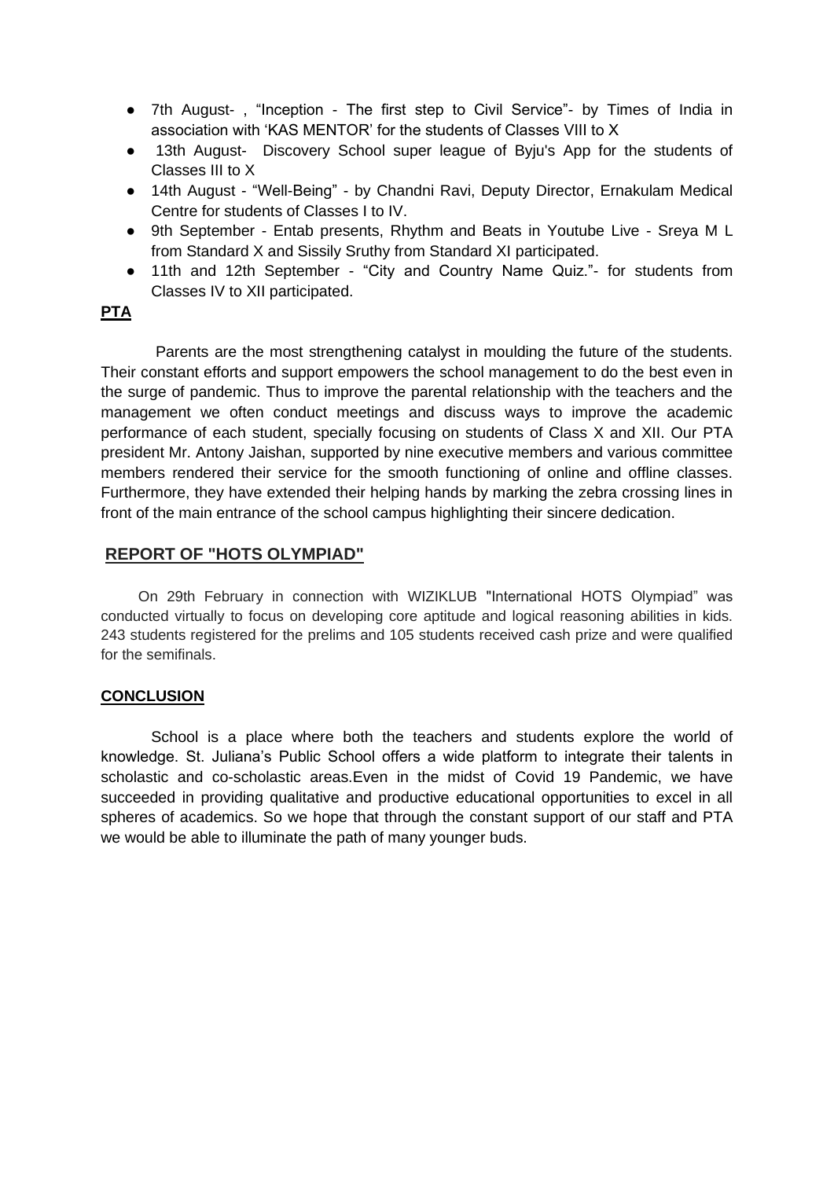- 7th August- , “Inception - The first step to Civil Service”- by Times of India in association with ‘KAS MENTOR’ for the students of Classes VIII to X
- 13th August- Discovery School super league of Byju's App for the students of Classes III to X
- 14th August - “Well-Being” - by Chandni Ravi, Deputy Director, Ernakulam Medical Centre for students of Classes I to IV.
- 9th September - Entab presents, Rhythm and Beats in Youtube Live - Sreya M L from Standard X and Sissily Sruthy from Standard XI participated.
- 11th and 12th September - “City and Country Name Quiz.”- for students from Classes IV to XII participated.

**PTA**

Parents are the most strengthening catalyst in moulding the future of the students. Their constant efforts and support empowers the school management to do the best even in the surge of pandemic. Thus to improve the parental relationship with the teachers and the management we often conduct meetings and discuss ways to improve the academic performance of each student, specially focusing on students of Class X and XII. Our PTA president Mr. Antony Jaishan, supported by nine executive members and various committee members rendered their service for the smooth functioning of online and offline classes. Furthermore, they have extended their helping hands by marking the zebra crossing lines in front of the main entrance of the school campus highlighting their sincere dedication.

**REPORT OF "HOTS OLYMPIAD"**

On 29th February in connection with WIZIKLUB "International HOTS Olympiad” was conducted virtually to focus on developing core aptitude and logical reasoning abilities in kids. 243 students registered for the prelims and 105 students received cash prize and were qualified for the semifinals.

**CONCLUSION**

School is a place where both the teachers and students explore the world of knowledge. St. Juliana’s Public School offers a wide platform to integrate their talents in scholastic and co-scholastic areas.Even in the midst of Covid 19 Pandemic, we have succeeded in providing qualitative and productive educational opportunities to excel in all spheres of academics. So we hope that through the constant support of our staff and PTA we would be able to illuminate the path of many younger buds.